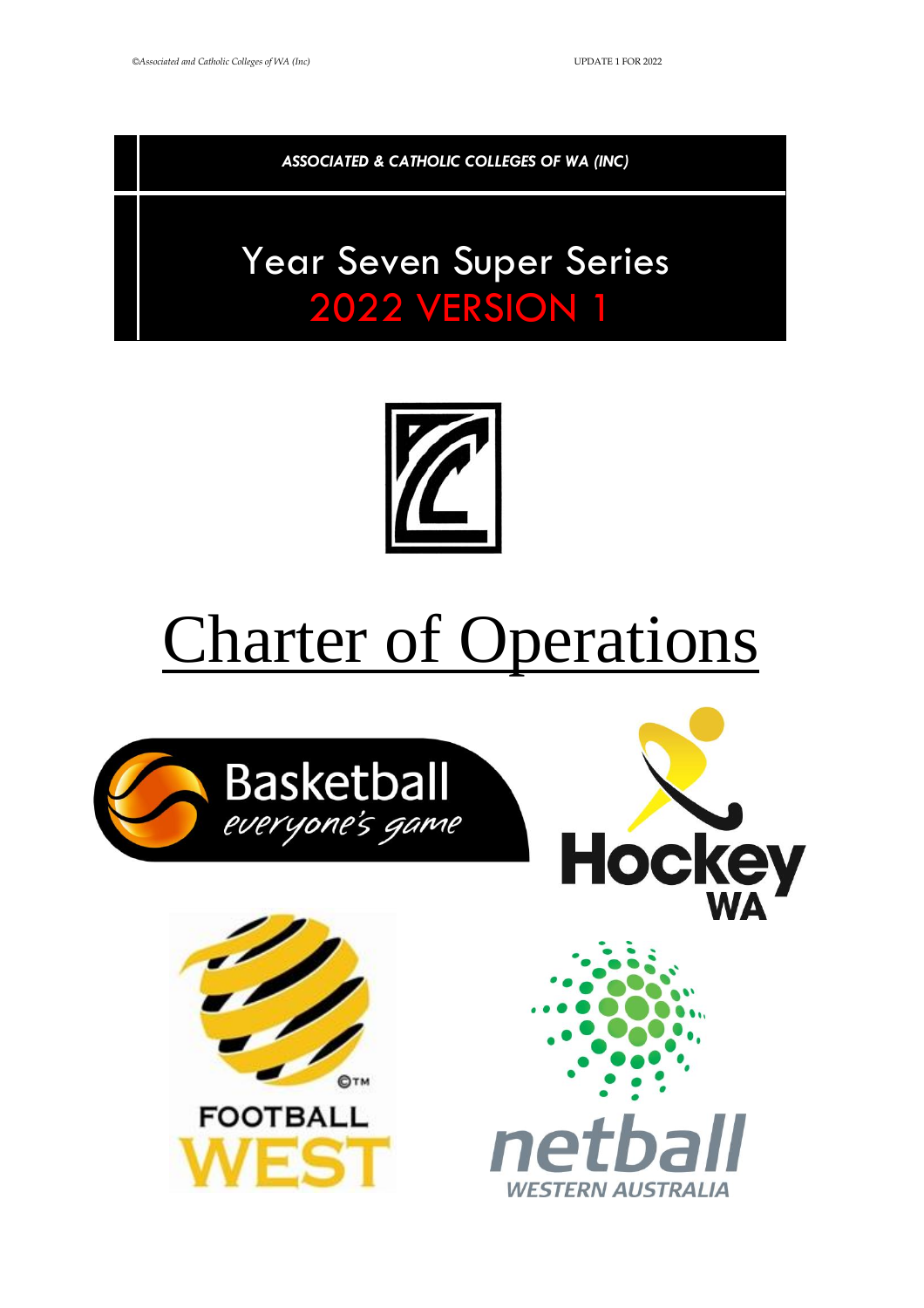ASSOCIATED & CATHOLIC COLLEGES OF WA (INC)

# Year Seven Super Series
## 2022 VERSION 1

# Charter of Operations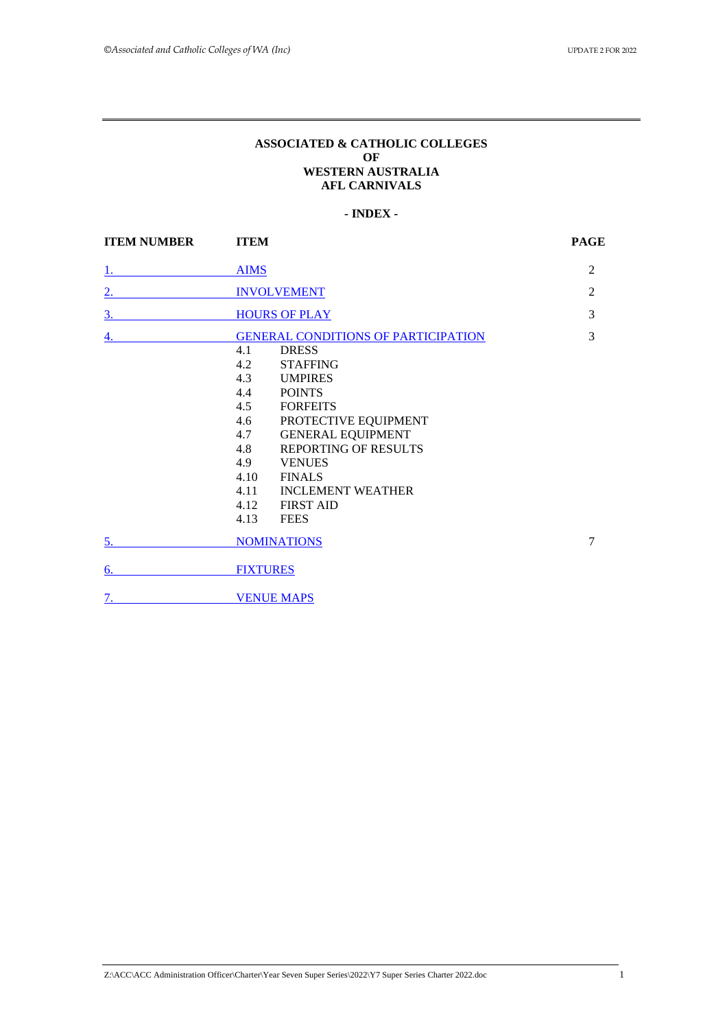**ASSOCIATED & CATHOLIC COLLEGES**
**OF**
**WESTERN AUSTRALIA**
**AFL CARNIVALS**

**- INDEX -**

| ITEM NUMBER | ITEM | PAGE |
|---|---|---|
| 1. | AIMS | 2 |
| 2. | INVOLVEMENT | 2 |
| 3. | HOURS OF PLAY | 3 |
| 4. | GENERAL CONDITIONS OF PARTICIPATION | 3 |
| | 4.1 DRESS | |
| | 4.2 STAFFING | |
| | 4.3 UMPIRES | |
| | 4.4 POINTS | |
| | 4.5 FORFEITS | |
| | 4.6 PROTECTIVE EQUIPMENT | |
| | 4.7 GENERAL EQUIPMENT | |
| | 4.8 REPORTING OF RESULTS | |
| | 4.9 VENUES | |
| | 4.10 FINALS | |
| | 4.11 INCLEMENT WEATHER | |
| | 4.12 FIRST AID | |
| | 4.13 FEES | |
| 5. | NOMINATIONS | 7 |
| 6. | FIXTURES | |
| 7. | VENUE MAPS | |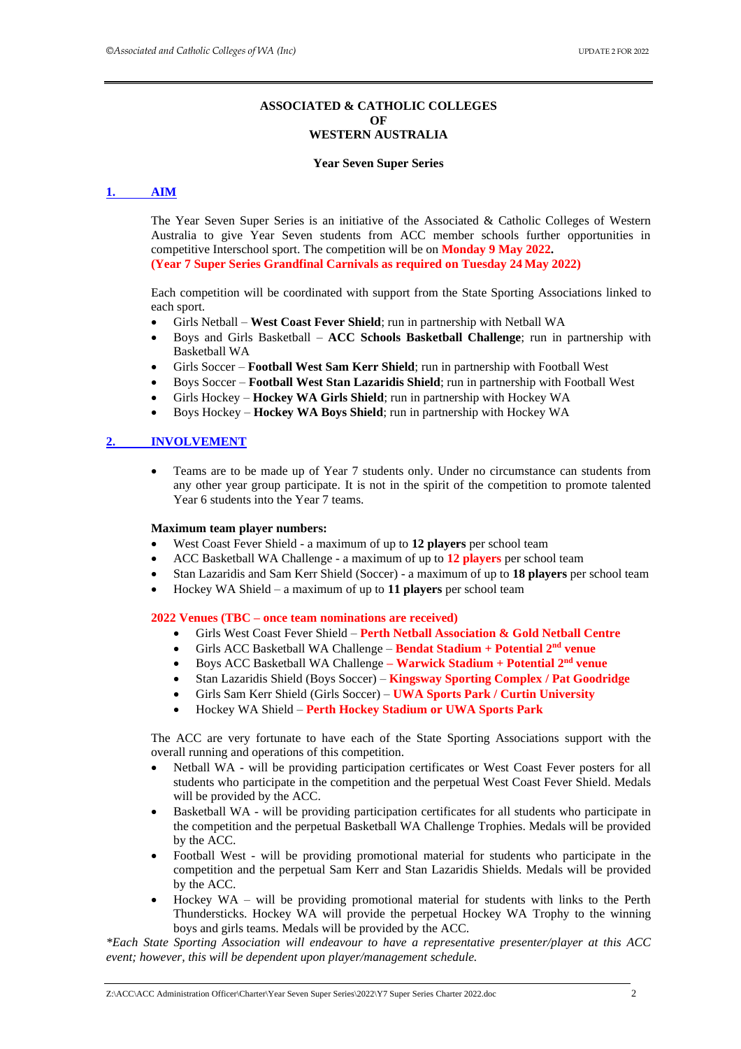**ASSOCIATED & CATHOLIC COLLEGES**
**OF**
**WESTERN AUSTRALIA**

**Year Seven Super Series**

## 1. AIM

The Year Seven Super Series is an initiative of the Associated & Catholic Colleges of Western Australia to give Year Seven students from ACC member schools further opportunities in competitive Interschool sport. The competition will be on **Monday 9 May 2022.**
**(Year 7 Super Series Grandfinal Carnivals as required on Tuesday 24 May 2022)**

Each competition will be coordinated with support from the State Sporting Associations linked to each sport.

- Girls Netball – **West Coast Fever Shield**; run in partnership with Netball WA
- Boys and Girls Basketball – **ACC Schools Basketball Challenge**; run in partnership with Basketball WA
- Girls Soccer – **Football West Sam Kerr Shield**; run in partnership with Football West
- Boys Soccer – **Football West Stan Lazaridis Shield**; run in partnership with Football West
- Girls Hockey – **Hockey WA Girls Shield**; run in partnership with Hockey WA
- Boys Hockey – **Hockey WA Boys Shield**; run in partnership with Hockey WA

## 2. INVOLVEMENT

- Teams are to be made up of Year 7 students only. Under no circumstance can students from any other year group participate. It is not in the spirit of the competition to promote talented Year 6 students into the Year 7 teams.

**Maximum team player numbers:**

- West Coast Fever Shield - a maximum of up to **12 players** per school team
- ACC Basketball WA Challenge - a maximum of up to **12 players** per school team
- Stan Lazaridis and Sam Kerr Shield (Soccer) - a maximum of up to **18 players** per school team
- Hockey WA Shield – a maximum of up to **11 players** per school team

**2022 Venues (TBC – once team nominations are received)**

- Girls West Coast Fever Shield – **Perth Netball Association & Gold Netball Centre**
- Girls ACC Basketball WA Challenge – **Bendat Stadium + Potential 2nd venue**
- Boys ACC Basketball WA Challenge **– Warwick Stadium + Potential 2nd venue**
- Stan Lazaridis Shield (Boys Soccer) – **Kingsway Sporting Complex / Pat Goodridge**
- Girls Sam Kerr Shield (Girls Soccer) – **UWA Sports Park / Curtin University**
- Hockey WA Shield – **Perth Hockey Stadium or UWA Sports Park**

The ACC are very fortunate to have each of the State Sporting Associations support with the overall running and operations of this competition.

- Netball WA - will be providing participation certificates or West Coast Fever posters for all students who participate in the competition and the perpetual West Coast Fever Shield. Medals will be provided by the ACC.
- Basketball WA - will be providing participation certificates for all students who participate in the competition and the perpetual Basketball WA Challenge Trophies. Medals will be provided by the ACC.
- Football West - will be providing promotional material for students who participate in the competition and the perpetual Sam Kerr and Stan Lazaridis Shields. Medals will be provided by the ACC.
- Hockey WA – will be providing promotional material for students with links to the Perth Thundersticks. Hockey WA will provide the perpetual Hockey WA Trophy to the winning boys and girls teams. Medals will be provided by the ACC.

*\*Each State Sporting Association will endeavour to have a representative presenter/player at this ACC event; however, this will be dependent upon player/management schedule.*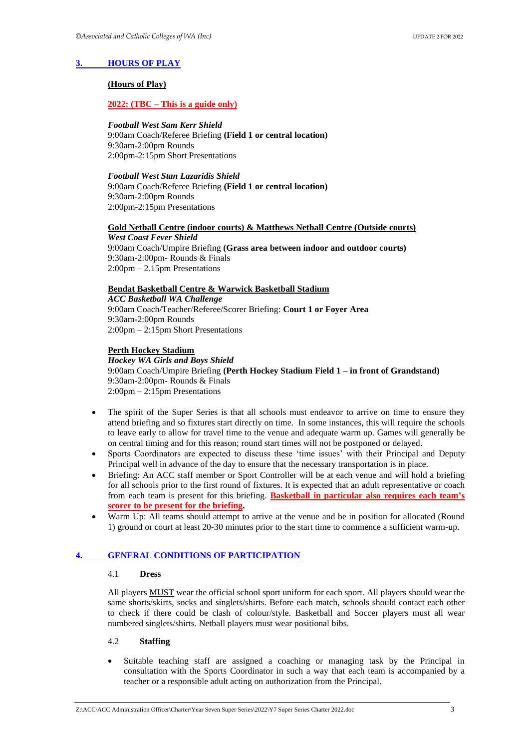## 3. HOURS OF PLAY

**(Hours of Play)**

**2022: (TBC – This is a guide only)**

***Football West Sam Kerr Shield***
9:00am Coach/Referee Briefing **(Field 1 or central location)**
9:30am-2:00pm Rounds
2:00pm-2:15pm Short Presentations

***Football West Stan Lazaridis Shield***
9:00am Coach/Referee Briefing **(Field 1 or central location)**
9:30am-2:00pm Rounds
2:00pm-2:15pm Presentations

**Gold Netball Centre (indoor courts) & Matthews Netball Centre (Outside courts)**
***West Coast Fever Shield***
9:00am Coach/Umpire Briefing **(Grass area between indoor and outdoor courts)**
9:30am-2:00pm- Rounds & Finals
2:00pm – 2.15pm Presentations

**Bendat Basketball Centre & Warwick Basketball Stadium**
***ACC Basketball WA Challenge***
9:00am Coach/Teacher/Referee/Scorer Briefing: **Court 1 or Foyer Area**
9:30am-2:00pm Rounds
2:00pm – 2:15pm Short Presentations

**Perth Hockey Stadium**
***Hockey WA Girls and Boys Shield***
9:00am Coach/Umpire Briefing **(Perth Hockey Stadium Field 1 – in front of Grandstand)**
9:30am-2:00pm- Rounds & Finals
2:00pm – 2:15pm Presentations

- The spirit of the Super Series is that all schools must endeavor to arrive on time to ensure they attend briefing and so fixtures start directly on time. In some instances, this will require the schools to leave early to allow for travel time to the venue and adequate warm up. Games will generally be on central timing and for this reason; round start times will not be postponed or delayed.
- Sports Coordinators are expected to discuss these 'time issues' with their Principal and Deputy Principal well in advance of the day to ensure that the necessary transportation is in place.
- Briefing: An ACC staff member or Sport Controller will be at each venue and will hold a briefing for all schools prior to the first round of fixtures. It is expected that an adult representative or coach from each team is present for this briefing. **Basketball in particular also requires each team's scorer to be present for the briefing.**
- Warm Up: All teams should attempt to arrive at the venue and be in position for allocated (Round 1) ground or court at least 20-30 minutes prior to the start time to commence a sufficient warm-up.

## 4. GENERAL CONDITIONS OF PARTICIPATION

### 4.1 Dress

All players MUST wear the official school sport uniform for each sport. All players should wear the same shorts/skirts, socks and singlets/shirts. Before each match, schools should contact each other to check if there could be clash of colour/style. Basketball and Soccer players must all wear numbered singlets/shirts. Netball players must wear positional bibs.

### 4.2 Staffing

- Suitable teaching staff are assigned a coaching or managing task by the Principal in consultation with the Sports Coordinator in such a way that each team is accompanied by a teacher or a responsible adult acting on authorization from the Principal.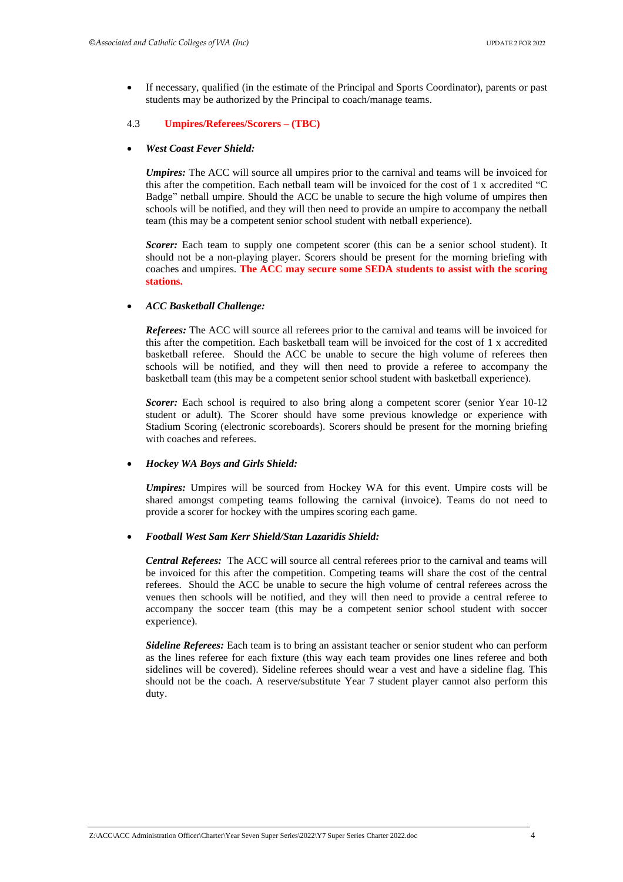- If necessary, qualified (in the estimate of the Principal and Sports Coordinator), parents or past students may be authorized by the Principal to coach/manage teams.

### 4.3 **Umpires/Referees/Scorers – (TBC)**

- ***West Coast Fever Shield:***

  ***Umpires:*** The ACC will source all umpires prior to the carnival and teams will be invoiced for this after the competition. Each netball team will be invoiced for the cost of 1 x accredited "C Badge" netball umpire. Should the ACC be unable to secure the high volume of umpires then schools will be notified, and they will then need to provide an umpire to accompany the netball team (this may be a competent senior school student with netball experience).

  ***Scorer:*** Each team to supply one competent scorer (this can be a senior school student). It should not be a non-playing player. Scorers should be present for the morning briefing with coaches and umpires. **The ACC may secure some SEDA students to assist with the scoring stations.**

- ***ACC Basketball Challenge:***

  ***Referees:*** The ACC will source all referees prior to the carnival and teams will be invoiced for this after the competition. Each basketball team will be invoiced for the cost of 1 x accredited basketball referee. Should the ACC be unable to secure the high volume of referees then schools will be notified, and they will then need to provide a referee to accompany the basketball team (this may be a competent senior school student with basketball experience).

  ***Scorer:*** Each school is required to also bring along a competent scorer (senior Year 10-12 student or adult). The Scorer should have some previous knowledge or experience with Stadium Scoring (electronic scoreboards). Scorers should be present for the morning briefing with coaches and referees.

- ***Hockey WA Boys and Girls Shield:***

  ***Umpires:*** Umpires will be sourced from Hockey WA for this event. Umpire costs will be shared amongst competing teams following the carnival (invoice). Teams do not need to provide a scorer for hockey with the umpires scoring each game.

- ***Football West Sam Kerr Shield/Stan Lazaridis Shield:***

  ***Central Referees:*** The ACC will source all central referees prior to the carnival and teams will be invoiced for this after the competition. Competing teams will share the cost of the central referees. Should the ACC be unable to secure the high volume of central referees across the venues then schools will be notified, and they will then need to provide a central referee to accompany the soccer team (this may be a competent senior school student with soccer experience).

  ***Sideline Referees:*** Each team is to bring an assistant teacher or senior student who can perform as the lines referee for each fixture (this way each team provides one lines referee and both sidelines will be covered). Sideline referees should wear a vest and have a sideline flag. This should not be the coach. A reserve/substitute Year 7 student player cannot also perform this duty.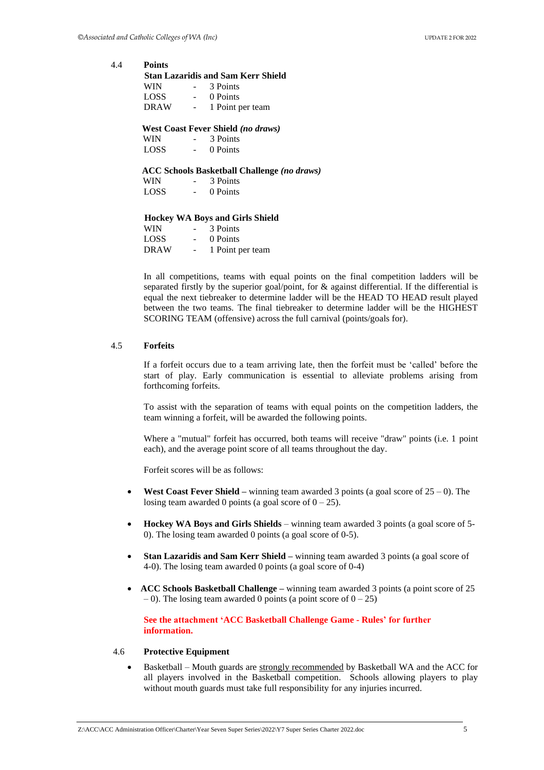### 4.4 Points

**Stan Lazaridis and Sam Kerr Shield**

| | | |
|---|---|---|
| WIN | - | 3 Points |
| LOSS | - | 0 Points |
| DRAW | - | 1 Point per team |

**West Coast Fever Shield** ***(no draws)***

| | | |
|---|---|---|
| WIN | - | 3 Points |
| LOSS | - | 0 Points |

**ACC Schools Basketball Challenge** ***(no draws)***

| | | |
|---|---|---|
| WIN | - | 3 Points |
| LOSS | - | 0 Points |

**Hockey WA Boys and Girls Shield**

| | | |
|---|---|---|
| WIN | - | 3 Points |
| LOSS | - | 0 Points |
| DRAW | - | 1 Point per team |

In all competitions, teams with equal points on the final competition ladders will be separated firstly by the superior goal/point, for & against differential. If the differential is equal the next tiebreaker to determine ladder will be the HEAD TO HEAD result played between the two teams. The final tiebreaker to determine ladder will be the HIGHEST SCORING TEAM (offensive) across the full carnival (points/goals for).

### 4.5 Forfeits

If a forfeit occurs due to a team arriving late, then the forfeit must be 'called' before the start of play. Early communication is essential to alleviate problems arising from forthcoming forfeits.

To assist with the separation of teams with equal points on the competition ladders, the team winning a forfeit, will be awarded the following points.

Where a "mutual" forfeit has occurred, both teams will receive "draw" points (i.e. 1 point each), and the average point score of all teams throughout the day.

Forfeit scores will be as follows:

- **West Coast Fever Shield –** winning team awarded 3 points (a goal score of 25 – 0). The losing team awarded 0 points (a goal score of 0 – 25).
- **Hockey WA Boys and Girls Shields** – winning team awarded 3 points (a goal score of 5-0). The losing team awarded 0 points (a goal score of 0-5).
- **Stan Lazaridis and Sam Kerr Shield –** winning team awarded 3 points (a goal score of 4-0). The losing team awarded 0 points (a goal score of 0-4)
- **ACC Schools Basketball Challenge –** winning team awarded 3 points (a point score of 25 – 0). The losing team awarded 0 points (a point score of 0 – 25)

**See the attachment 'ACC Basketball Challenge Game - Rules' for further information.**

### 4.6 Protective Equipment

- Basketball – Mouth guards are strongly recommended by Basketball WA and the ACC for all players involved in the Basketball competition. Schools allowing players to play without mouth guards must take full responsibility for any injuries incurred.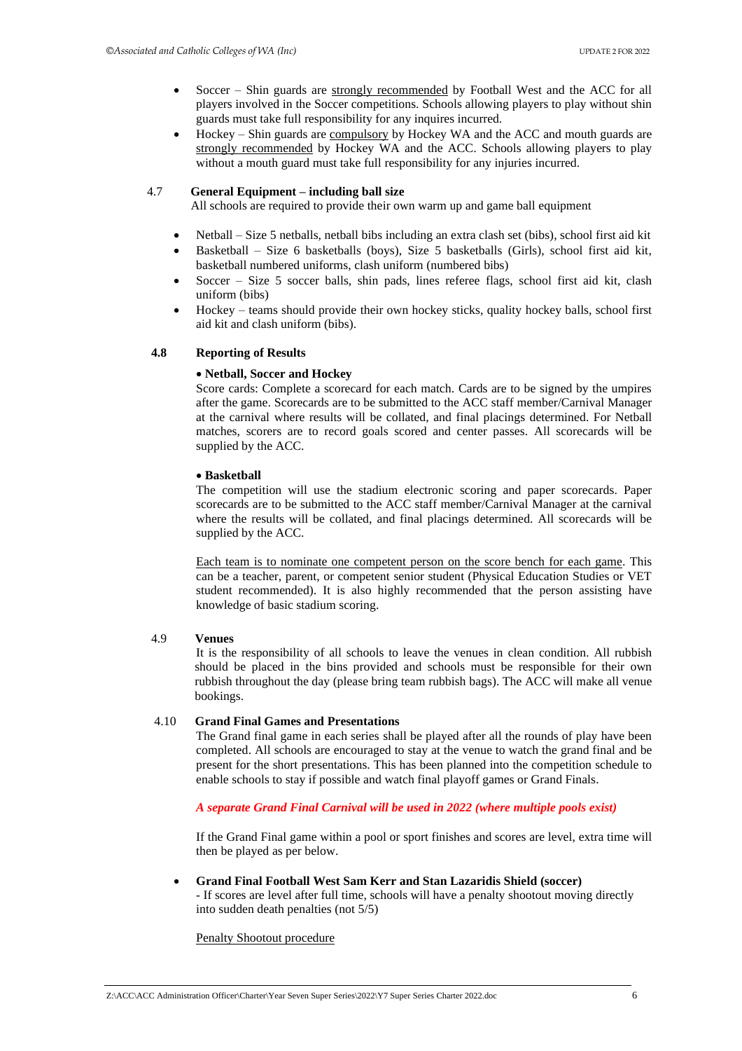- Soccer – Shin guards are strongly recommended by Football West and the ACC for all players involved in the Soccer competitions. Schools allowing players to play without shin guards must take full responsibility for any inquires incurred.
- Hockey – Shin guards are compulsory by Hockey WA and the ACC and mouth guards are strongly recommended by Hockey WA and the ACC. Schools allowing players to play without a mouth guard must take full responsibility for any injuries incurred.

### 4.7 General Equipment – including ball size

All schools are required to provide their own warm up and game ball equipment

- Netball – Size 5 netballs, netball bibs including an extra clash set (bibs), school first aid kit
- Basketball – Size 6 basketballs (boys), Size 5 basketballs (Girls), school first aid kit, basketball numbered uniforms, clash uniform (numbered bibs)
- Soccer – Size 5 soccer balls, shin pads, lines referee flags, school first aid kit, clash uniform (bibs)
- Hockey – teams should provide their own hockey sticks, quality hockey balls, school first aid kit and clash uniform (bibs).

### 4.8 Reporting of Results

- **Netball, Soccer and Hockey**

Score cards: Complete a scorecard for each match. Cards are to be signed by the umpires after the game. Scorecards are to be submitted to the ACC staff member/Carnival Manager at the carnival where results will be collated, and final placings determined. For Netball matches, scorers are to record goals scored and center passes. All scorecards will be supplied by the ACC.

- **Basketball**

The competition will use the stadium electronic scoring and paper scorecards. Paper scorecards are to be submitted to the ACC staff member/Carnival Manager at the carnival where the results will be collated, and final placings determined. All scorecards will be supplied by the ACC.

Each team is to nominate one competent person on the score bench for each game. This can be a teacher, parent, or competent senior student (Physical Education Studies or VET student recommended). It is also highly recommended that the person assisting have knowledge of basic stadium scoring.

### 4.9 Venues

It is the responsibility of all schools to leave the venues in clean condition. All rubbish should be placed in the bins provided and schools must be responsible for their own rubbish throughout the day (please bring team rubbish bags). The ACC will make all venue bookings.

### 4.10 Grand Final Games and Presentations

The Grand final game in each series shall be played after all the rounds of play have been completed. All schools are encouraged to stay at the venue to watch the grand final and be present for the short presentations. This has been planned into the competition schedule to enable schools to stay if possible and watch final playoff games or Grand Finals.

***A separate Grand Final Carnival will be used in 2022 (where multiple pools exist)***

If the Grand Final game within a pool or sport finishes and scores are level, extra time will then be played as per below.

- **Grand Final Football West Sam Kerr and Stan Lazaridis Shield (soccer)**
  - If scores are level after full time, schools will have a penalty shootout moving directly into sudden death penalties (not 5/5)

Penalty Shootout procedure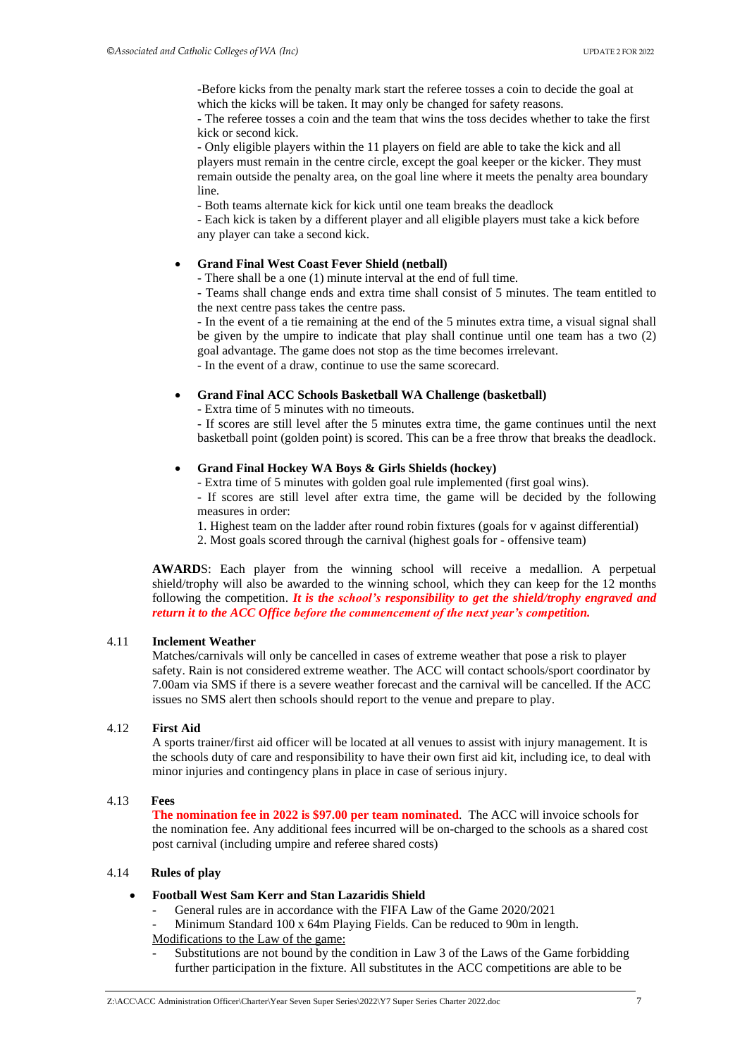-Before kicks from the penalty mark start the referee tosses a coin to decide the goal at which the kicks will be taken. It may only be changed for safety reasons.
- The referee tosses a coin and the team that wins the toss decides whether to take the first kick or second kick.
- Only eligible players within the 11 players on field are able to take the kick and all players must remain in the centre circle, except the goal keeper or the kicker. They must remain outside the penalty area, on the goal line where it meets the penalty area boundary line.
- Both teams alternate kick for kick until one team breaks the deadlock
- Each kick is taken by a different player and all eligible players must take a kick before any player can take a second kick.

- **Grand Final West Coast Fever Shield (netball)**
  - There shall be a one (1) minute interval at the end of full time.
  - Teams shall change ends and extra time shall consist of 5 minutes. The team entitled to the next centre pass takes the centre pass.
  - In the event of a tie remaining at the end of the 5 minutes extra time, a visual signal shall be given by the umpire to indicate that play shall continue until one team has a two (2) goal advantage. The game does not stop as the time becomes irrelevant.
  - In the event of a draw, continue to use the same scorecard.

- **Grand Final ACC Schools Basketball WA Challenge (basketball)**
  - Extra time of 5 minutes with no timeouts.
  - If scores are still level after the 5 minutes extra time, the game continues until the next basketball point (golden point) is scored. This can be a free throw that breaks the deadlock.

- **Grand Final Hockey WA Boys & Girls Shields (hockey)**
  - Extra time of 5 minutes with golden goal rule implemented (first goal wins).
  - If scores are still level after extra time, the game will be decided by the following measures in order:
  1. Highest team on the ladder after round robin fixtures (goals for v against differential)
  2. Most goals scored through the carnival (highest goals for - offensive team)

**AWARD**S: Each player from the winning school will receive a medallion. A perpetual shield/trophy will also be awarded to the winning school, which they can keep for the 12 months following the competition. ***It is the school's responsibility to get the shield/trophy engraved and return it to the ACC Office before the commencement of the next year's competition.***

4.11 **Inclement Weather**

Matches/carnivals will only be cancelled in cases of extreme weather that pose a risk to player safety. Rain is not considered extreme weather. The ACC will contact schools/sport coordinator by 7.00am via SMS if there is a severe weather forecast and the carnival will be cancelled. If the ACC issues no SMS alert then schools should report to the venue and prepare to play.

4.12 **First Aid**

A sports trainer/first aid officer will be located at all venues to assist with injury management. It is the schools duty of care and responsibility to have their own first aid kit, including ice, to deal with minor injuries and contingency plans in place in case of serious injury.

4.13 **Fees**

**The nomination fee in 2022 is $97.00 per team nominated**. The ACC will invoice schools for the nomination fee. Any additional fees incurred will be on-charged to the schools as a shared cost post carnival (including umpire and referee shared costs)

4.14 **Rules of play**

- **Football West Sam Kerr and Stan Lazaridis Shield**
  - General rules are in accordance with the FIFA Law of the Game 2020/2021
  - Minimum Standard 100 x 64m Playing Fields. Can be reduced to 90m in length.

  Modifications to the Law of the game:
  - Substitutions are not bound by the condition in Law 3 of the Laws of the Game forbidding further participation in the fixture. All substitutes in the ACC competitions are able to be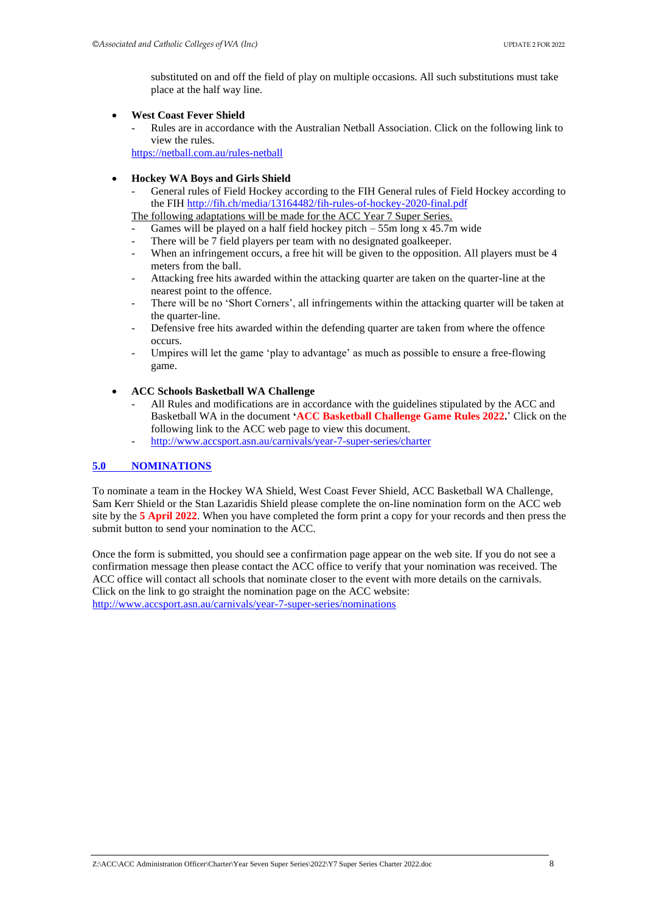substituted on and off the field of play on multiple occasions. All such substitutions must take place at the half way line.

- **West Coast Fever Shield**
  - Rules are in accordance with the Australian Netball Association. Click on the following link to view the rules.

  https://netball.com.au/rules-netball

- **Hockey WA Boys and Girls Shield**
  - General rules of Field Hockey according to the FIH General rules of Field Hockey according to the FIH http://fih.ch/media/13164482/fih-rules-of-hockey-2020-final.pdf

  The following adaptations will be made for the ACC Year 7 Super Series.
  - Games will be played on a half field hockey pitch – 55m long x 45.7m wide
  - There will be 7 field players per team with no designated goalkeeper.
  - When an infringement occurs, a free hit will be given to the opposition. All players must be 4 meters from the ball.
  - Attacking free hits awarded within the attacking quarter are taken on the quarter-line at the nearest point to the offence.
  - There will be no 'Short Corners', all infringements within the attacking quarter will be taken at the quarter-line.
  - Defensive free hits awarded within the defending quarter are taken from where the offence occurs.
  - Umpires will let the game 'play to advantage' as much as possible to ensure a free-flowing game.

- **ACC Schools Basketball WA Challenge**
  - All Rules and modifications are in accordance with the guidelines stipulated by the ACC and Basketball WA in the document '**ACC Basketball Challenge Game Rules 2022.**' Click on the following link to the ACC web page to view this document.
  - http://www.accsport.asn.au/carnivals/year-7-super-series/charter

## 5.0 NOMINATIONS

To nominate a team in the Hockey WA Shield, West Coast Fever Shield, ACC Basketball WA Challenge, Sam Kerr Shield or the Stan Lazaridis Shield please complete the on-line nomination form on the ACC web site by the **5 April 2022**. When you have completed the form print a copy for your records and then press the submit button to send your nomination to the ACC.

Once the form is submitted, you should see a confirmation page appear on the web site. If you do not see a confirmation message then please contact the ACC office to verify that your nomination was received. The ACC office will contact all schools that nominate closer to the event with more details on the carnivals. Click on the link to go straight the nomination page on the ACC website:
http://www.accsport.asn.au/carnivals/year-7-super-series/nominations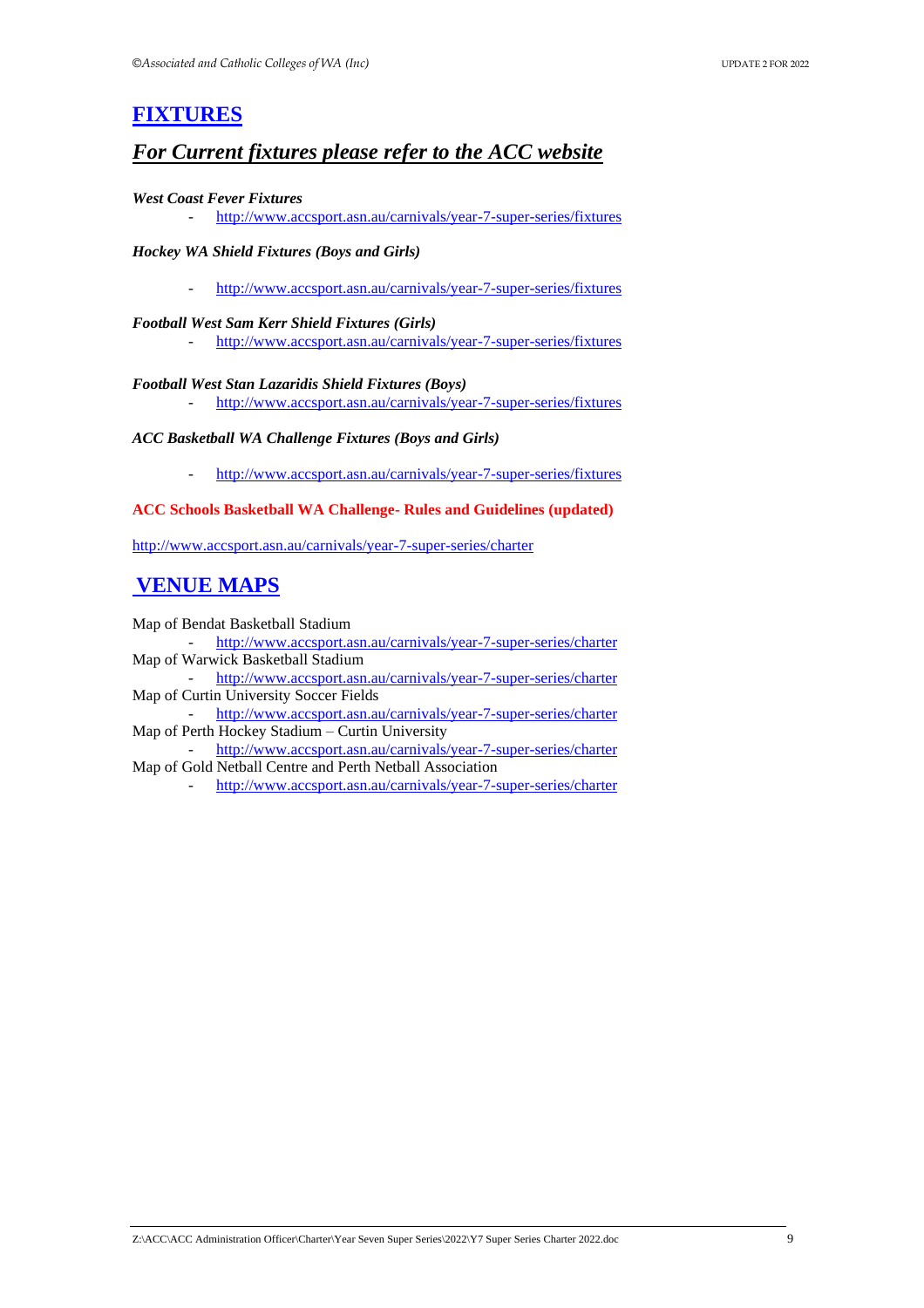## [FIXTURES]

## *For Current fixtures please refer to the ACC website*

***West Coast Fever Fixtures***

- http://www.accsport.asn.au/carnivals/year-7-super-series/fixtures

***Hockey WA Shield Fixtures (Boys and Girls)***

- http://www.accsport.asn.au/carnivals/year-7-super-series/fixtures

***Football West Sam Kerr Shield Fixtures (Girls)***

- http://www.accsport.asn.au/carnivals/year-7-super-series/fixtures

***Football West Stan Lazaridis Shield Fixtures (Boys)***

- http://www.accsport.asn.au/carnivals/year-7-super-series/fixtures

***ACC Basketball WA Challenge Fixtures (Boys and Girls)***

- http://www.accsport.asn.au/carnivals/year-7-super-series/fixtures

**ACC Schools Basketball WA Challenge- Rules and Guidelines (updated)**

http://www.accsport.asn.au/carnivals/year-7-super-series/charter

## VENUE MAPS

Map of Bendat Basketball Stadium

- http://www.accsport.asn.au/carnivals/year-7-super-series/charter

Map of Warwick Basketball Stadium

- http://www.accsport.asn.au/carnivals/year-7-super-series/charter

Map of Curtin University Soccer Fields

- http://www.accsport.asn.au/carnivals/year-7-super-series/charter

Map of Perth Hockey Stadium – Curtin University

- http://www.accsport.asn.au/carnivals/year-7-super-series/charter

Map of Gold Netball Centre and Perth Netball Association

- http://www.accsport.asn.au/carnivals/year-7-super-series/charter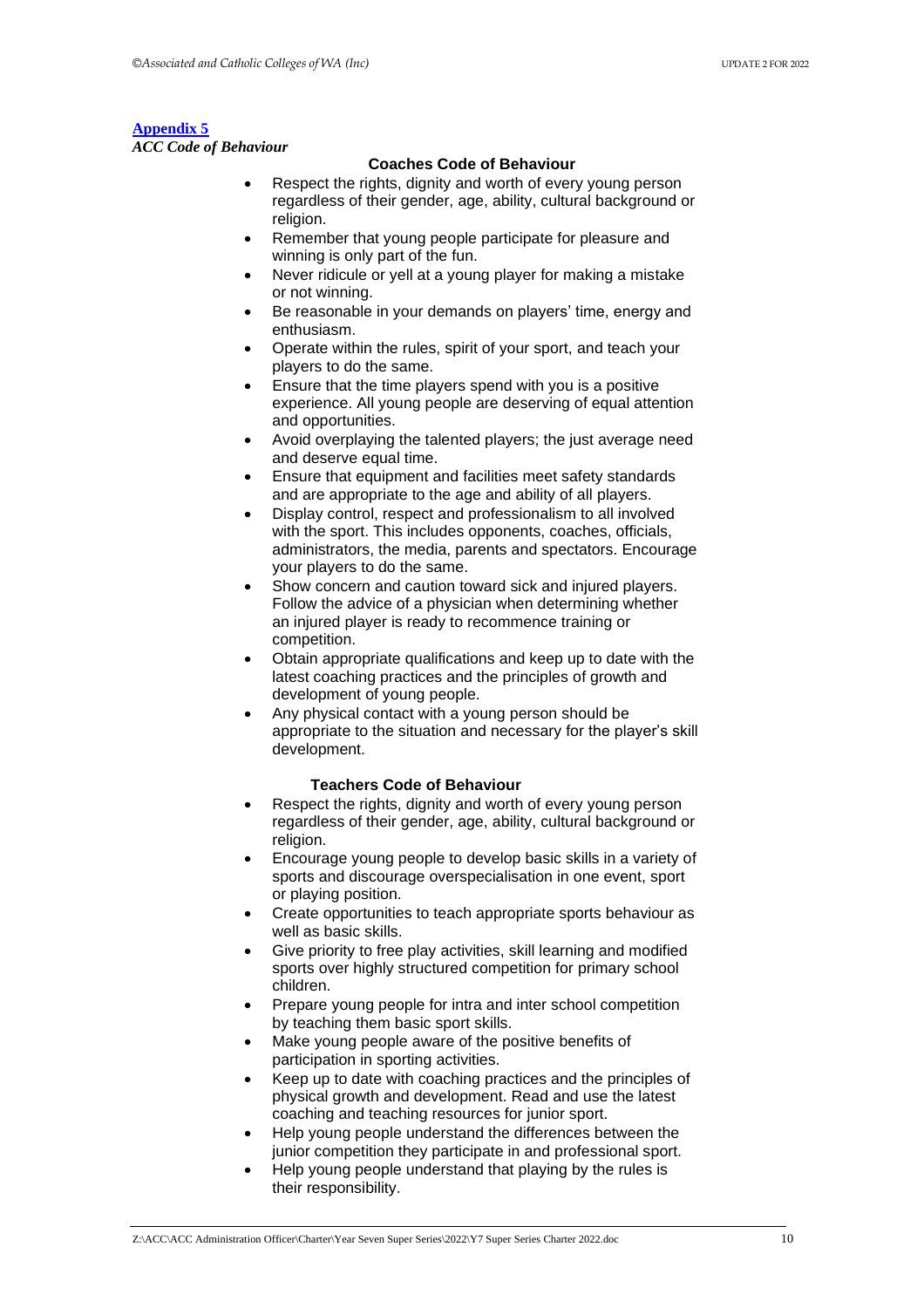**Appendix 5**

***ACC Code of Behaviour***

### Coaches Code of Behaviour

- Respect the rights, dignity and worth of every young person regardless of their gender, age, ability, cultural background or religion.
- Remember that young people participate for pleasure and winning is only part of the fun.
- Never ridicule or yell at a young player for making a mistake or not winning.
- Be reasonable in your demands on players' time, energy and enthusiasm.
- Operate within the rules, spirit of your sport, and teach your players to do the same.
- Ensure that the time players spend with you is a positive experience. All young people are deserving of equal attention and opportunities.
- Avoid overplaying the talented players; the just average need and deserve equal time.
- Ensure that equipment and facilities meet safety standards and are appropriate to the age and ability of all players.
- Display control, respect and professionalism to all involved with the sport. This includes opponents, coaches, officials, administrators, the media, parents and spectators. Encourage your players to do the same.
- Show concern and caution toward sick and injured players. Follow the advice of a physician when determining whether an injured player is ready to recommence training or competition.
- Obtain appropriate qualifications and keep up to date with the latest coaching practices and the principles of growth and development of young people.
- Any physical contact with a young person should be appropriate to the situation and necessary for the player's skill development.

### Teachers Code of Behaviour

- Respect the rights, dignity and worth of every young person regardless of their gender, age, ability, cultural background or religion.
- Encourage young people to develop basic skills in a variety of sports and discourage overspecialisation in one event, sport or playing position.
- Create opportunities to teach appropriate sports behaviour as well as basic skills.
- Give priority to free play activities, skill learning and modified sports over highly structured competition for primary school children.
- Prepare young people for intra and inter school competition by teaching them basic sport skills.
- Make young people aware of the positive benefits of participation in sporting activities.
- Keep up to date with coaching practices and the principles of physical growth and development. Read and use the latest coaching and teaching resources for junior sport.
- Help young people understand the differences between the junior competition they participate in and professional sport.
- Help young people understand that playing by the rules is their responsibility.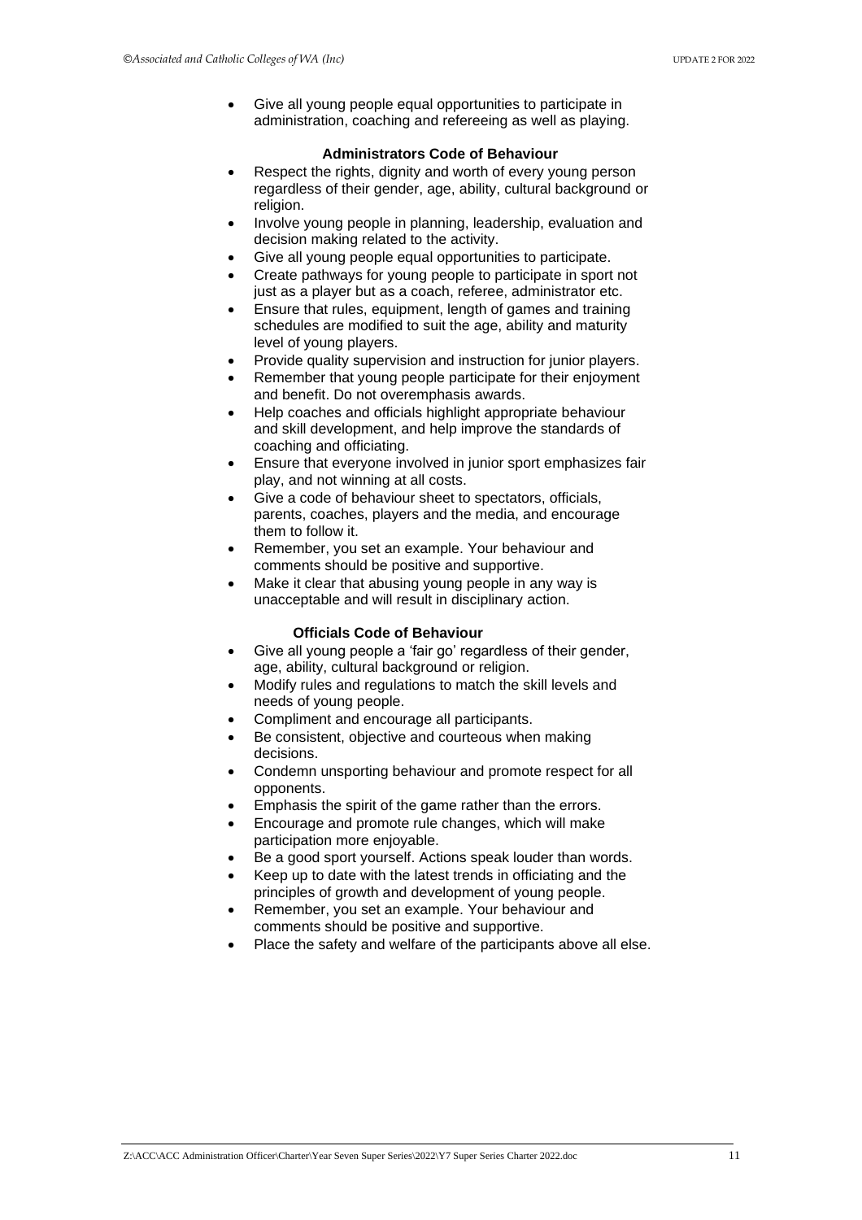- Give all young people equal opportunities to participate in administration, coaching and refereeing as well as playing.

### Administrators Code of Behaviour

- Respect the rights, dignity and worth of every young person regardless of their gender, age, ability, cultural background or religion.
- Involve young people in planning, leadership, evaluation and decision making related to the activity.
- Give all young people equal opportunities to participate.
- Create pathways for young people to participate in sport not just as a player but as a coach, referee, administrator etc.
- Ensure that rules, equipment, length of games and training schedules are modified to suit the age, ability and maturity level of young players.
- Provide quality supervision and instruction for junior players.
- Remember that young people participate for their enjoyment and benefit. Do not overemphasis awards.
- Help coaches and officials highlight appropriate behaviour and skill development, and help improve the standards of coaching and officiating.
- Ensure that everyone involved in junior sport emphasizes fair play, and not winning at all costs.
- Give a code of behaviour sheet to spectators, officials, parents, coaches, players and the media, and encourage them to follow it.
- Remember, you set an example. Your behaviour and comments should be positive and supportive.
- Make it clear that abusing young people in any way is unacceptable and will result in disciplinary action.

### Officials Code of Behaviour

- Give all young people a 'fair go' regardless of their gender, age, ability, cultural background or religion.
- Modify rules and regulations to match the skill levels and needs of young people.
- Compliment and encourage all participants.
- Be consistent, objective and courteous when making decisions.
- Condemn unsporting behaviour and promote respect for all opponents.
- Emphasis the spirit of the game rather than the errors.
- Encourage and promote rule changes, which will make participation more enjoyable.
- Be a good sport yourself. Actions speak louder than words.
- Keep up to date with the latest trends in officiating and the principles of growth and development of young people.
- Remember, you set an example. Your behaviour and comments should be positive and supportive.
- Place the safety and welfare of the participants above all else.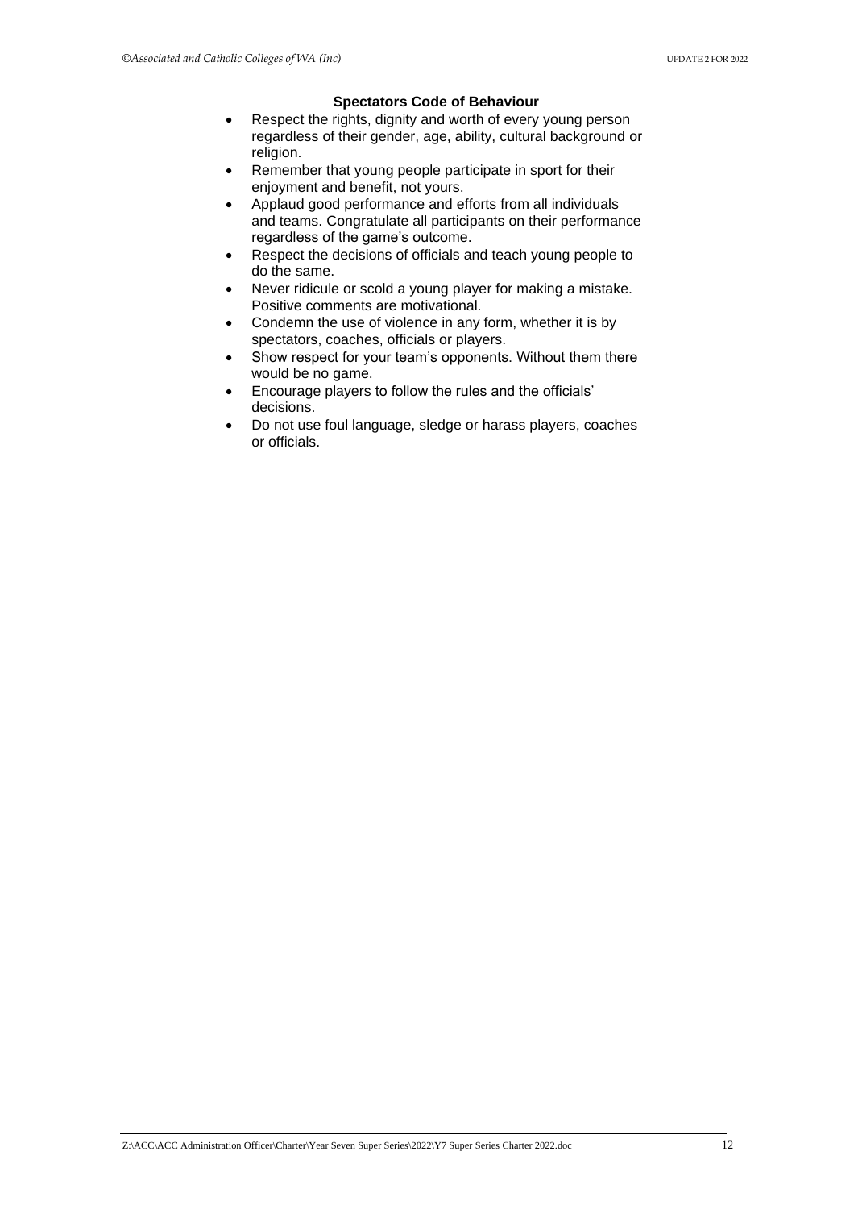### Spectators Code of Behaviour

- Respect the rights, dignity and worth of every young person regardless of their gender, age, ability, cultural background or religion.
- Remember that young people participate in sport for their enjoyment and benefit, not yours.
- Applaud good performance and efforts from all individuals and teams. Congratulate all participants on their performance regardless of the game's outcome.
- Respect the decisions of officials and teach young people to do the same.
- Never ridicule or scold a young player for making a mistake. Positive comments are motivational.
- Condemn the use of violence in any form, whether it is by spectators, coaches, officials or players.
- Show respect for your team's opponents. Without them there would be no game.
- Encourage players to follow the rules and the officials' decisions.
- Do not use foul language, sledge or harass players, coaches or officials.